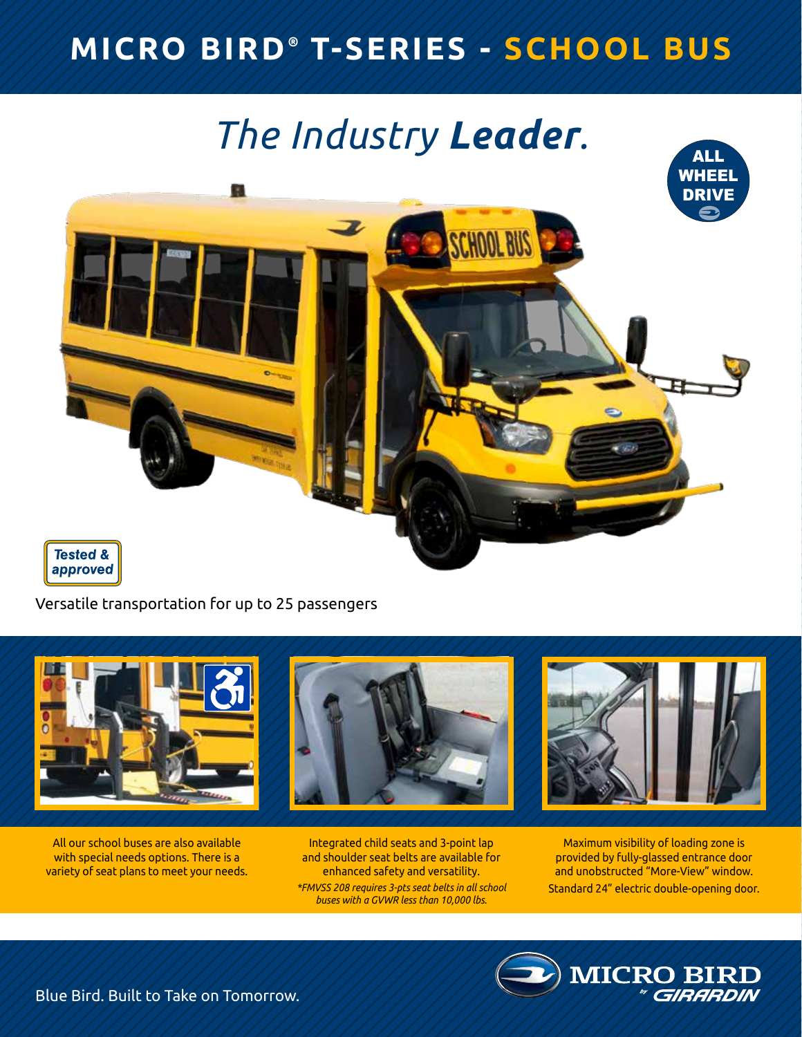# MICRO BIRD® T-SERIES - SCHOOL BUS

## *The Industry **Leader**.*

ALL WHEEL DRIVE

*Tested & approved*

Versatile transportation for up to 25 passengers

All our school buses are also available with special needs options. There is a variety of seat plans to meet your needs.

Integrated child seats and 3-point lap and shoulder seat belts are available for enhanced safety and versatility.

*\*FMVSS 208 requires 3-pts seat belts in all school buses with a GVWR less than 10,000 lbs.*

Maximum visibility of loading zone is provided by fully-glassed entrance door and unobstructed "More-View" window.

Standard 24" electric double-opening door.

Blue Bird. Built to Take on Tomorrow.

MICRO BIRD by GIRARDIN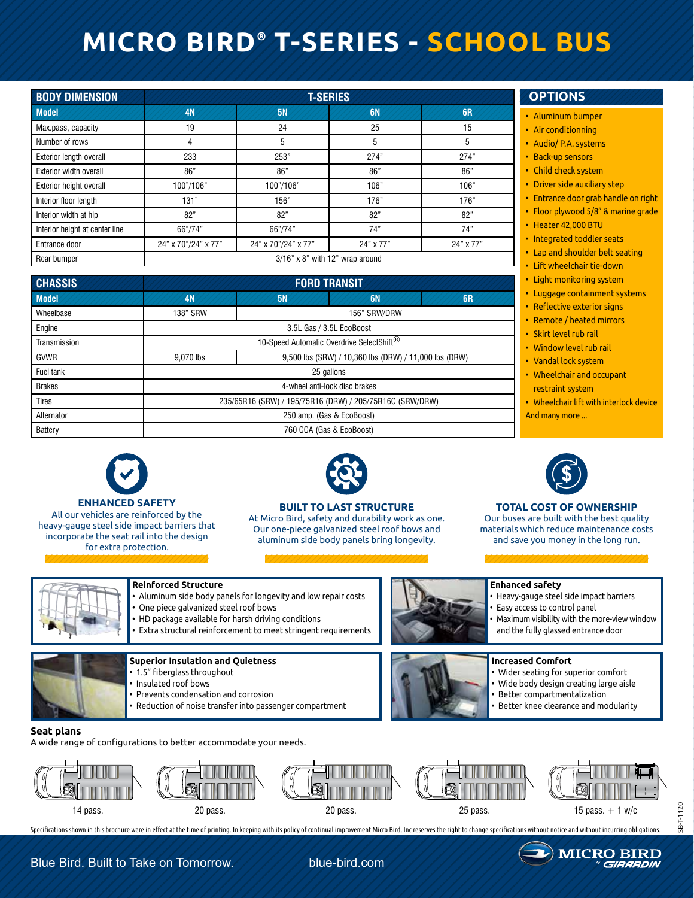# MICRO BIRD® T-SERIES - SCHOOL BUS

| BODY DIMENSION | T-SERIES | | | |
|---|---|---|---|---|
| Model | 4N | 5N | 6N | 6R |
| Max.pass, capacity | 19 | 24 | 25 | 15 |
| Number of rows | 4 | 5 | 5 | 5 |
| Exterior length overall | 233 | 253" | 274" | 274" |
| Exterior width overall | 86" | 86" | 86" | 86" |
| Exterior height overall | 100"/106" | 100"/106" | 106" | 106" |
| Interior floor length | 131" | 156" | 176" | 176" |
| Interior width at hip | 82" | 82" | 82" | 82" |
| Interior height at center line | 66"/74" | 66"/74" | 74" | 74" |
| Entrance door | 24" x 70"/24" x 77" | 24" x 70"/24" x 77" | 24" x 77" | 24" x 77" |
| Rear bumper | 3/16" x 8" with 12" wrap around | | | |

| CHASSIS | FORD TRANSIT | | | |
|---|---|---|---|---|
| Model | 4N | 5N | 6N | 6R |
| Wheelbase | 138" SRW | 156" SRW/DRW | | |
| Engine | 3.5L Gas / 3.5L EcoBoost | | | |
| Transmission | 10-Speed Automatic Overdrive SelectShift® | | | |
| GVWR | 9,070 lbs | 9,500 lbs (SRW) / 10,360 lbs (DRW) / 11,000 lbs (DRW) | | |
| Fuel tank | 25 gallons | | | |
| Brakes | 4-wheel anti-lock disc brakes | | | |
| Tires | 235/65R16 (SRW) / 195/75R16 (DRW) / 205/75R16C (SRW/DRW) | | | |
| Alternator | 250 amp. (Gas & EcoBoost) | | | |
| Battery | 760 CCA (Gas & EcoBoost) | | | |

## OPTIONS

- Aluminum bumper
- Air conditioning
- Audio/ P.A. systems
- Back-up sensors
- Child check system
- Driver side auxiliary step
- Entrance door grab handle on right
- Floor plywood 5/8" & marine grade
- Heater 42,000 BTU
- Integrated toddler seats
- Lap and shoulder belt seating
- Lift wheelchair tie-down
- Light monitoring system
- Luggage containment systems
- Reflective exterior signs
- Remote / heated mirrors
- Skirt level rub rail
- Window level rub rail
- Vandal lock system
- Wheelchair and occupant restraint system
- Wheelchair lift with interlock device

And many more ...

**ENHANCED SAFETY**

All our vehicles are reinforced by the heavy-gauge steel side impact barriers that incorporate the seat rail into the design for extra protection.

**BUILT TO LAST STRUCTURE**

At Micro Bird, safety and durability work as one. Our one-piece galvanized steel roof bows and aluminum side body panels bring longevity.

**TOTAL COST OF OWNERSHIP**

Our buses are built with the best quality materials which reduce maintenance costs and save you money in the long run.

**Reinforced Structure**
- Aluminum side body panels for longevity and low repair costs
- One piece galvanized steel roof bows
- HD package available for harsh driving conditions
- Extra structural reinforcement to meet stringent requirements

**Enhanced safety**
- Heavy-gauge steel side impact barriers
- Easy access to control panel
- Maximum visibility with the more-view window and the fully glassed entrance door

**Superior Insulation and Quietness**
- 1.5" fiberglass throughout
- Insulated roof bows
- Prevents condensation and corrosion
- Reduction of noise transfer into passenger compartment

**Increased Comfort**
- Wider seating for superior comfort
- Wide body design creating large aisle
- Better compartmentalization
- Better knee clearance and modularity

**Seat plans**

A wide range of configurations to better accommodate your needs.

14 pass.

20 pass.

20 pass.

25 pass.

15 pass. + 1 w/c

Specifications shown in this brochure were in effect at the time of printing. In keeping with its policy of continual improvement Micro Bird, Inc reserves the right to change specifications without notice and without incurring obligations.

SB-T-1120

Blue Bird. Built to Take on Tomorrow.

blue-bird.com

MICRO BIRD by GIRARDIN